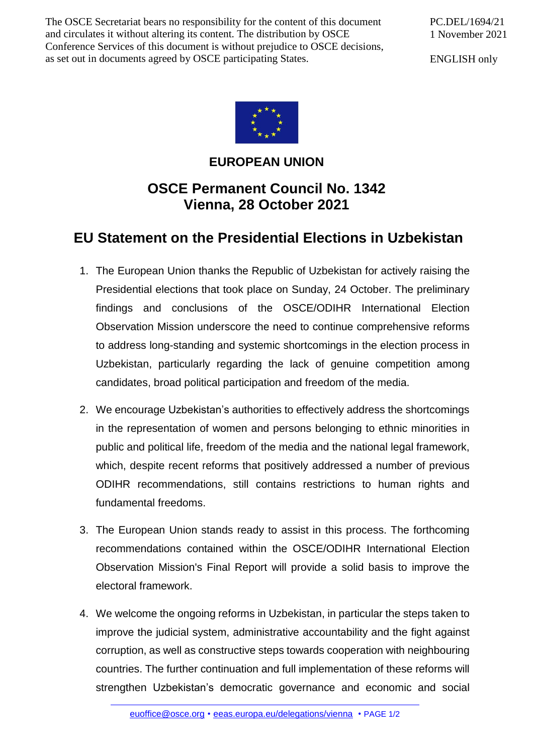The OSCE Secretariat bears no responsibility for the content of this document and circulates it without altering its content. The distribution by OSCE Conference Services of this document is without prejudice to OSCE decisions, as set out in documents agreed by OSCE participating States.

PC.DEL/1694/21
1 November 2021

ENGLISH only

**EUROPEAN UNION**

## OSCE Permanent Council No. 1342
## Vienna, 28 October 2021

# EU Statement on the Presidential Elections in Uzbekistan

1. The European Union thanks the Republic of Uzbekistan for actively raising the Presidential elections that took place on Sunday, 24 October. The preliminary findings and conclusions of the OSCE/ODIHR International Election Observation Mission underscore the need to continue comprehensive reforms to address long-standing and systemic shortcomings in the election process in Uzbekistan, particularly regarding the lack of genuine competition among candidates, broad political participation and freedom of the media.

2. We encourage Uzbekistan's authorities to effectively address the shortcomings in the representation of women and persons belonging to ethnic minorities in public and political life, freedom of the media and the national legal framework, which, despite recent reforms that positively addressed a number of previous ODIHR recommendations, still contains restrictions to human rights and fundamental freedoms.

3. The European Union stands ready to assist in this process. The forthcoming recommendations contained within the OSCE/ODIHR International Election Observation Mission's Final Report will provide a solid basis to improve the electoral framework.

4. We welcome the ongoing reforms in Uzbekistan, in particular the steps taken to improve the judicial system, administrative accountability and the fight against corruption, as well as constructive steps towards cooperation with neighbouring countries. The further continuation and full implementation of these reforms will strengthen Uzbekistan's democratic governance and economic and social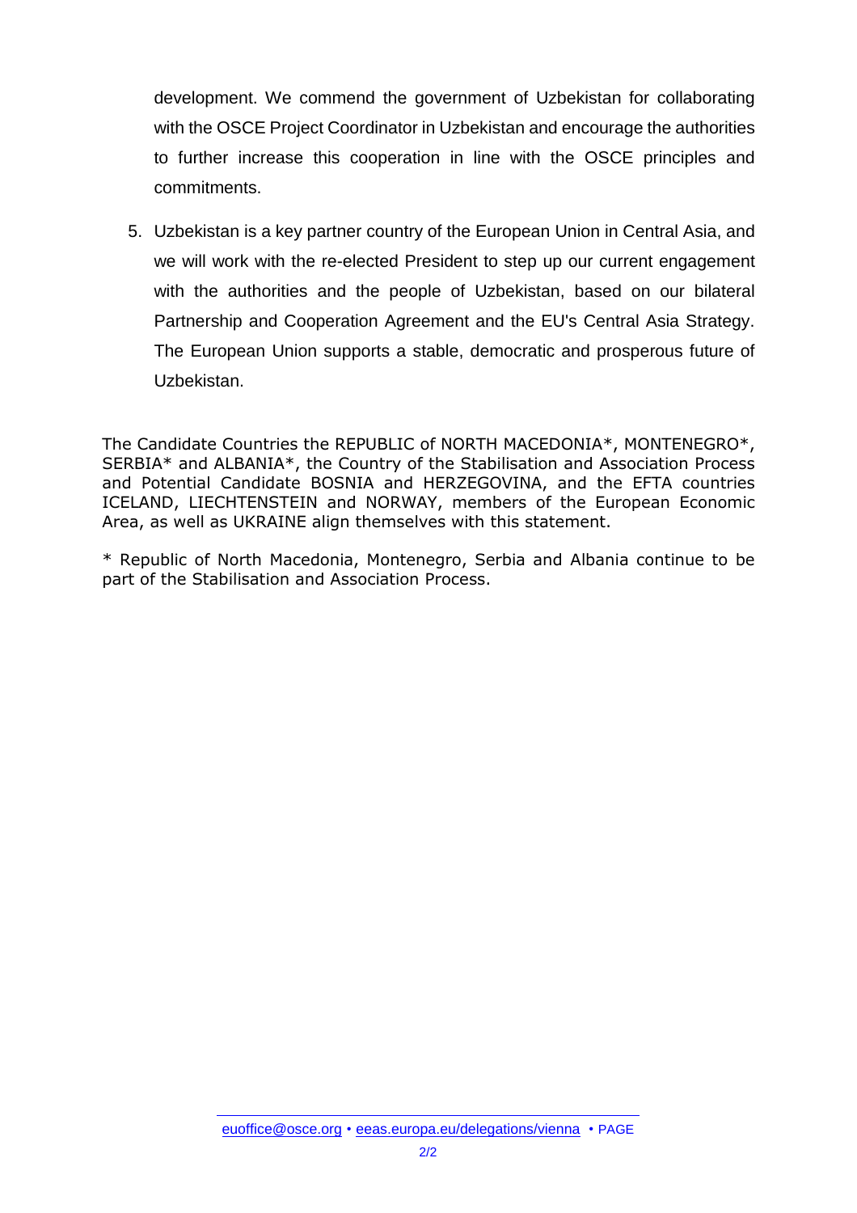development. We commend the government of Uzbekistan for collaborating with the OSCE Project Coordinator in Uzbekistan and encourage the authorities to further increase this cooperation in line with the OSCE principles and commitments.

5. Uzbekistan is a key partner country of the European Union in Central Asia, and we will work with the re-elected President to step up our current engagement with the authorities and the people of Uzbekistan, based on our bilateral Partnership and Cooperation Agreement and the EU's Central Asia Strategy. The European Union supports a stable, democratic and prosperous future of Uzbekistan.

The Candidate Countries the REPUBLIC of NORTH MACEDONIA*, MONTENEGRO*, SERBIA* and ALBANIA*, the Country of the Stabilisation and Association Process and Potential Candidate BOSNIA and HERZEGOVINA, and the EFTA countries ICELAND, LIECHTENSTEIN and NORWAY, members of the European Economic Area, as well as UKRAINE align themselves with this statement.

* Republic of North Macedonia, Montenegro, Serbia and Albania continue to be part of the Stabilisation and Association Process.

euoffice@osce.org • eeas.europa.eu/delegations/vienna